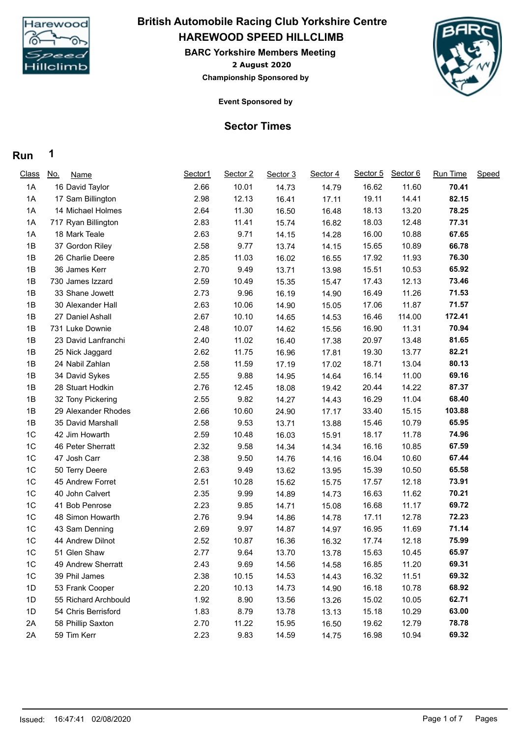# British Automobile Racing Club Yorkshire Centre

## HAREWOOD SPEED HILLCLIMB

### BARC Yorkshire Members Meeting

**2 August 2020**

**Championship Sponsored by**

**Event Sponsored by**

## Sector Times

**Run 1**

| Class | No. | Name | Sector1 | Sector 2 | Sector 3 | Sector 4 | Sector 5 | Sector 6 | Run Time | Speed |
|---|---|---|---|---|---|---|---|---|---|---|
| 1A | 16 | David Taylor | 2.66 | 10.01 | 14.73 | 14.79 | 16.62 | 11.60 | **70.41** | |
| 1A | 17 | Sam Billington | 2.98 | 12.13 | 16.41 | 17.11 | 19.11 | 14.41 | **82.15** | |
| 1A | 14 | Michael Holmes | 2.64 | 11.30 | 16.50 | 16.48 | 18.13 | 13.20 | **78.25** | |
| 1A | 717 | Ryan Billington | 2.83 | 11.41 | 15.74 | 16.82 | 18.03 | 12.48 | **77.31** | |
| 1A | 18 | Mark Teale | 2.63 | 9.71 | 14.15 | 14.28 | 16.00 | 10.88 | **67.65** | |
| 1B | 37 | Gordon Riley | 2.58 | 9.77 | 13.74 | 14.15 | 15.65 | 10.89 | **66.78** | |
| 1B | 26 | Charlie Deere | 2.85 | 11.03 | 16.02 | 16.55 | 17.92 | 11.93 | **76.30** | |
| 1B | 36 | James Kerr | 2.70 | 9.49 | 13.71 | 13.98 | 15.51 | 10.53 | **65.92** | |
| 1B | 730 | James Izzard | 2.59 | 10.49 | 15.35 | 15.47 | 17.43 | 12.13 | **73.46** | |
| 1B | 33 | Shane Jowett | 2.73 | 9.96 | 16.19 | 14.90 | 16.49 | 11.26 | **71.53** | |
| 1B | 30 | Alexander Hall | 2.63 | 10.06 | 14.90 | 15.05 | 17.06 | 11.87 | **71.57** | |
| 1B | 27 | Daniel Ashall | 2.67 | 10.10 | 14.65 | 14.53 | 16.46 | 114.00 | **172.41** | |
| 1B | 731 | Luke Downie | 2.48 | 10.07 | 14.62 | 15.56 | 16.90 | 11.31 | **70.94** | |
| 1B | 23 | David Lanfranchi | 2.40 | 11.02 | 16.40 | 17.38 | 20.97 | 13.48 | **81.65** | |
| 1B | 25 | Nick Jaggard | 2.62 | 11.75 | 16.96 | 17.81 | 19.30 | 13.77 | **82.21** | |
| 1B | 24 | Nabil Zahlan | 2.58 | 11.59 | 17.19 | 17.02 | 18.71 | 13.04 | **80.13** | |
| 1B | 34 | David Sykes | 2.55 | 9.88 | 14.95 | 14.64 | 16.14 | 11.00 | **69.16** | |
| 1B | 28 | Stuart Hodkin | 2.76 | 12.45 | 18.08 | 19.42 | 20.44 | 14.22 | **87.37** | |
| 1B | 32 | Tony Pickering | 2.55 | 9.82 | 14.27 | 14.43 | 16.29 | 11.04 | **68.40** | |
| 1B | 29 | Alexander Rhodes | 2.66 | 10.60 | 24.90 | 17.17 | 33.40 | 15.15 | **103.88** | |
| 1B | 35 | David Marshall | 2.58 | 9.53 | 13.71 | 13.88 | 15.46 | 10.79 | **65.95** | |
| 1C | 42 | Jim Howarth | 2.59 | 10.48 | 16.03 | 15.91 | 18.17 | 11.78 | **74.96** | |
| 1C | 46 | Peter Sherratt | 2.32 | 9.58 | 14.34 | 14.34 | 16.16 | 10.85 | **67.59** | |
| 1C | 47 | Josh Carr | 2.38 | 9.50 | 14.76 | 14.16 | 16.04 | 10.60 | **67.44** | |
| 1C | 50 | Terry Deere | 2.63 | 9.49 | 13.62 | 13.95 | 15.39 | 10.50 | **65.58** | |
| 1C | 45 | Andrew Forret | 2.51 | 10.28 | 15.62 | 15.75 | 17.57 | 12.18 | **73.91** | |
| 1C | 40 | John Calvert | 2.35 | 9.99 | 14.89 | 14.73 | 16.63 | 11.62 | **70.21** | |
| 1C | 41 | Bob Penrose | 2.23 | 9.85 | 14.71 | 15.08 | 16.68 | 11.17 | **69.72** | |
| 1C | 48 | Simon Howarth | 2.76 | 9.94 | 14.86 | 14.78 | 17.11 | 12.78 | **72.23** | |
| 1C | 43 | Sam Denning | 2.69 | 9.97 | 14.87 | 14.97 | 16.95 | 11.69 | **71.14** | |
| 1C | 44 | Andrew Dilnot | 2.52 | 10.87 | 16.36 | 16.32 | 17.74 | 12.18 | **75.99** | |
| 1C | 51 | Glen Shaw | 2.77 | 9.64 | 13.70 | 13.78 | 15.63 | 10.45 | **65.97** | |
| 1C | 49 | Andrew Sherratt | 2.43 | 9.69 | 14.56 | 14.58 | 16.85 | 11.20 | **69.31** | |
| 1C | 39 | Phil James | 2.38 | 10.15 | 14.53 | 14.43 | 16.32 | 11.51 | **69.32** | |
| 1D | 53 | Frank Cooper | 2.20 | 10.13 | 14.73 | 14.90 | 16.18 | 10.78 | **68.92** | |
| 1D | 55 | Richard Archbould | 1.92 | 8.90 | 13.56 | 13.26 | 15.02 | 10.05 | **62.71** | |
| 1D | 54 | Chris Berrisford | 1.83 | 8.79 | 13.78 | 13.13 | 15.18 | 10.29 | **63.00** | |
| 2A | 58 | Phillip Saxton | 2.70 | 11.22 | 15.95 | 16.50 | 19.62 | 12.79 | **78.78** | |
| 2A | 59 | Tim Kerr | 2.23 | 9.83 | 14.59 | 14.75 | 16.98 | 10.94 | **69.32** | |

Issued: 16:47:41 02/08/2020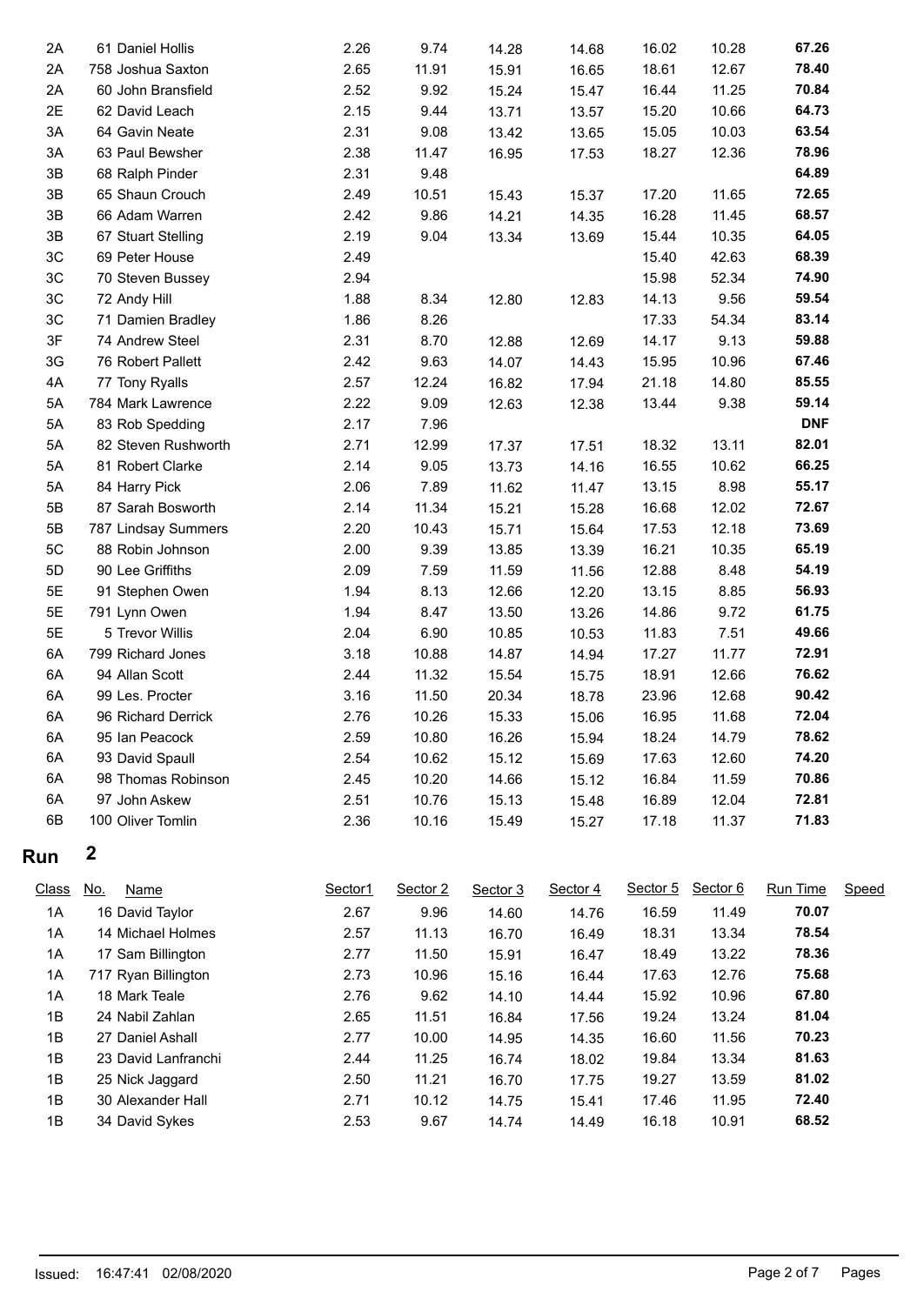| Class | No. | Name | Sector1 | Sector 2 | Sector 3 | Sector 4 | Sector 5 | Sector 6 | Run Time | Speed |
|---|---|---|---|---|---|---|---|---|---|---|
| 2A | 61 | Daniel Hollis | 2.26 | 9.74 | 14.28 | 14.68 | 16.02 | 10.28 | **67.26** | |
| 2A | 758 | Joshua Saxton | 2.65 | 11.91 | 15.91 | 16.65 | 18.61 | 12.67 | **78.40** | |
| 2A | 60 | John Bransfield | 2.52 | 9.92 | 15.24 | 15.47 | 16.44 | 11.25 | **70.84** | |
| 2E | 62 | David Leach | 2.15 | 9.44 | 13.71 | 13.57 | 15.20 | 10.66 | **64.73** | |
| 3A | 64 | Gavin Neate | 2.31 | 9.08 | 13.42 | 13.65 | 15.05 | 10.03 | **63.54** | |
| 3A | 63 | Paul Bewsher | 2.38 | 11.47 | 16.95 | 17.53 | 18.27 | 12.36 | **78.96** | |
| 3B | 68 | Ralph Pinder | 2.31 | 9.48 | | | | | **64.89** | |
| 3B | 65 | Shaun Crouch | 2.49 | 10.51 | 15.43 | 15.37 | 17.20 | 11.65 | **72.65** | |
| 3B | 66 | Adam Warren | 2.42 | 9.86 | 14.21 | 14.35 | 16.28 | 11.45 | **68.57** | |
| 3B | 67 | Stuart Stelling | 2.19 | 9.04 | 13.34 | 13.69 | 15.44 | 10.35 | **64.05** | |
| 3C | 69 | Peter House | 2.49 | | | | 15.40 | 42.63 | **68.39** | |
| 3C | 70 | Steven Bussey | 2.94 | | | | 15.98 | 52.34 | **74.90** | |
| 3C | 72 | Andy Hill | 1.88 | 8.34 | 12.80 | 12.83 | 14.13 | 9.56 | **59.54** | |
| 3C | 71 | Damien Bradley | 1.86 | 8.26 | | | 17.33 | 54.34 | **83.14** | |
| 3F | 74 | Andrew Steel | 2.31 | 8.70 | 12.88 | 12.69 | 14.17 | 9.13 | **59.88** | |
| 3G | 76 | Robert Pallett | 2.42 | 9.63 | 14.07 | 14.43 | 15.95 | 10.96 | **67.46** | |
| 4A | 77 | Tony Ryalls | 2.57 | 12.24 | 16.82 | 17.94 | 21.18 | 14.80 | **85.55** | |
| 5A | 784 | Mark Lawrence | 2.22 | 9.09 | 12.63 | 12.38 | 13.44 | 9.38 | **59.14** | |
| 5A | 83 | Rob Spedding | 2.17 | 7.96 | | | | | **DNF** | |
| 5A | 82 | Steven Rushworth | 2.71 | 12.99 | 17.37 | 17.51 | 18.32 | 13.11 | **82.01** | |
| 5A | 81 | Robert Clarke | 2.14 | 9.05 | 13.73 | 14.16 | 16.55 | 10.62 | **66.25** | |
| 5A | 84 | Harry Pick | 2.06 | 7.89 | 11.62 | 11.47 | 13.15 | 8.98 | **55.17** | |
| 5B | 87 | Sarah Bosworth | 2.14 | 11.34 | 15.21 | 15.28 | 16.68 | 12.02 | **72.67** | |
| 5B | 787 | Lindsay Summers | 2.20 | 10.43 | 15.71 | 15.64 | 17.53 | 12.18 | **73.69** | |
| 5C | 88 | Robin Johnson | 2.00 | 9.39 | 13.85 | 13.39 | 16.21 | 10.35 | **65.19** | |
| 5D | 90 | Lee Griffiths | 2.09 | 7.59 | 11.59 | 11.56 | 12.88 | 8.48 | **54.19** | |
| 5E | 91 | Stephen Owen | 1.94 | 8.13 | 12.66 | 12.20 | 13.15 | 8.85 | **56.93** | |
| 5E | 791 | Lynn Owen | 1.94 | 8.47 | 13.50 | 13.26 | 14.86 | 9.72 | **61.75** | |
| 5E | 5 | Trevor Willis | 2.04 | 6.90 | 10.85 | 10.53 | 11.83 | 7.51 | **49.66** | |
| 6A | 799 | Richard Jones | 3.18 | 10.88 | 14.87 | 14.94 | 17.27 | 11.77 | **72.91** | |
| 6A | 94 | Allan Scott | 2.44 | 11.32 | 15.54 | 15.75 | 18.91 | 12.66 | **76.62** | |
| 6A | 99 | Les. Procter | 3.16 | 11.50 | 20.34 | 18.78 | 23.96 | 12.68 | **90.42** | |
| 6A | 96 | Richard Derrick | 2.76 | 10.26 | 15.33 | 15.06 | 16.95 | 11.68 | **72.04** | |
| 6A | 95 | Ian Peacock | 2.59 | 10.80 | 16.26 | 15.94 | 18.24 | 14.79 | **78.62** | |
| 6A | 93 | David Spaull | 2.54 | 10.62 | 15.12 | 15.69 | 17.63 | 12.60 | **74.20** | |
| 6A | 98 | Thomas Robinson | 2.45 | 10.20 | 14.66 | 15.12 | 16.84 | 11.59 | **70.86** | |
| 6A | 97 | John Askew | 2.51 | 10.76 | 15.13 | 15.48 | 16.89 | 12.04 | **72.81** | |
| 6B | 100 | Oliver Tomlin | 2.36 | 10.16 | 15.49 | 15.27 | 17.18 | 11.37 | **71.83** | |

## Run 2

| Class | No. | Name | Sector1 | Sector 2 | Sector 3 | Sector 4 | Sector 5 | Sector 6 | Run Time | Speed |
|---|---|---|---|---|---|---|---|---|---|---|
| 1A | 16 | David Taylor | 2.67 | 9.96 | 14.60 | 14.76 | 16.59 | 11.49 | **70.07** | |
| 1A | 14 | Michael Holmes | 2.57 | 11.13 | 16.70 | 16.49 | 18.31 | 13.34 | **78.54** | |
| 1A | 17 | Sam Billington | 2.77 | 11.50 | 15.91 | 16.47 | 18.49 | 13.22 | **78.36** | |
| 1A | 717 | Ryan Billington | 2.73 | 10.96 | 15.16 | 16.44 | 17.63 | 12.76 | **75.68** | |
| 1A | 18 | Mark Teale | 2.76 | 9.62 | 14.10 | 14.44 | 15.92 | 10.96 | **67.80** | |
| 1B | 24 | Nabil Zahlan | 2.65 | 11.51 | 16.84 | 17.56 | 19.24 | 13.24 | **81.04** | |
| 1B | 27 | Daniel Ashall | 2.77 | 10.00 | 14.95 | 14.35 | 16.60 | 11.56 | **70.23** | |
| 1B | 23 | David Lanfranchi | 2.44 | 11.25 | 16.74 | 18.02 | 19.84 | 13.34 | **81.63** | |
| 1B | 25 | Nick Jaggard | 2.50 | 11.21 | 16.70 | 17.75 | 19.27 | 13.59 | **81.02** | |
| 1B | 30 | Alexander Hall | 2.71 | 10.12 | 14.75 | 15.41 | 17.46 | 11.95 | **72.40** | |
| 1B | 34 | David Sykes | 2.53 | 9.67 | 14.74 | 14.49 | 16.18 | 10.91 | **68.52** | |

Issued: 16:47:41 02/08/2020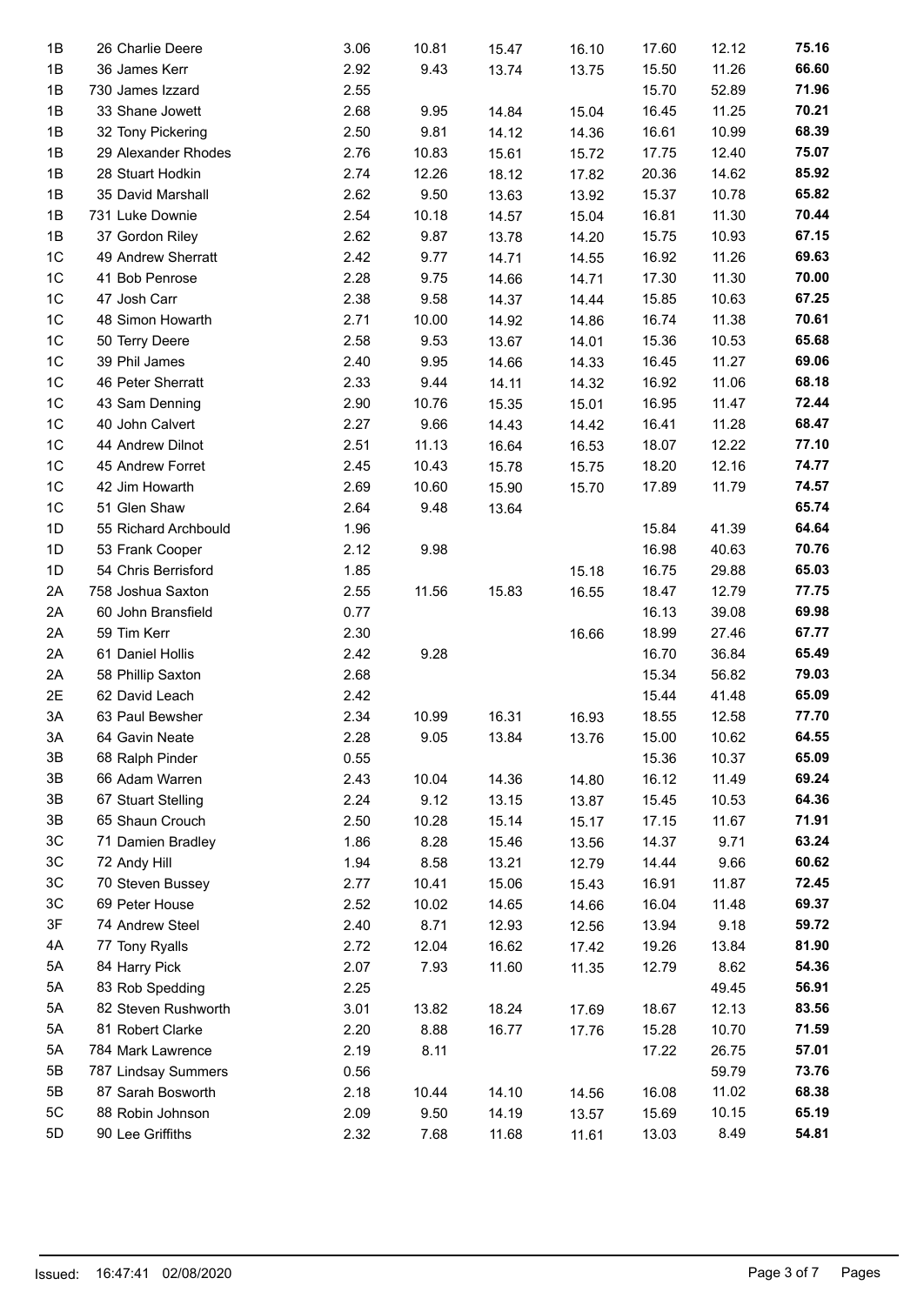| | | | | | | | | | |
|---|---|---|---|---|---|---|---|---|---|
| 1B | 26 | Charlie Deere | 3.06 | 10.81 | 15.47 | 16.10 | 17.60 | 12.12 | **75.16** |
| 1B | 36 | James Kerr | 2.92 | 9.43 | 13.74 | 13.75 | 15.50 | 11.26 | **66.60** |
| 1B | 730 | James Izzard | 2.55 | | | | 15.70 | 52.89 | **71.96** |
| 1B | 33 | Shane Jowett | 2.68 | 9.95 | 14.84 | 15.04 | 16.45 | 11.25 | **70.21** |
| 1B | 32 | Tony Pickering | 2.50 | 9.81 | 14.12 | 14.36 | 16.61 | 10.99 | **68.39** |
| 1B | 29 | Alexander Rhodes | 2.76 | 10.83 | 15.61 | 15.72 | 17.75 | 12.40 | **75.07** |
| 1B | 28 | Stuart Hodkin | 2.74 | 12.26 | 18.12 | 17.82 | 20.36 | 14.62 | **85.92** |
| 1B | 35 | David Marshall | 2.62 | 9.50 | 13.63 | 13.92 | 15.37 | 10.78 | **65.82** |
| 1B | 731 | Luke Downie | 2.54 | 10.18 | 14.57 | 15.04 | 16.81 | 11.30 | **70.44** |
| 1B | 37 | Gordon Riley | 2.62 | 9.87 | 13.78 | 14.20 | 15.75 | 10.93 | **67.15** |
| 1C | 49 | Andrew Sherratt | 2.42 | 9.77 | 14.71 | 14.55 | 16.92 | 11.26 | **69.63** |
| 1C | 41 | Bob Penrose | 2.28 | 9.75 | 14.66 | 14.71 | 17.30 | 11.30 | **70.00** |
| 1C | 47 | Josh Carr | 2.38 | 9.58 | 14.37 | 14.44 | 15.85 | 10.63 | **67.25** |
| 1C | 48 | Simon Howarth | 2.71 | 10.00 | 14.92 | 14.86 | 16.74 | 11.38 | **70.61** |
| 1C | 50 | Terry Deere | 2.58 | 9.53 | 13.67 | 14.01 | 15.36 | 10.53 | **65.68** |
| 1C | 39 | Phil James | 2.40 | 9.95 | 14.66 | 14.33 | 16.45 | 11.27 | **69.06** |
| 1C | 46 | Peter Sherratt | 2.33 | 9.44 | 14.11 | 14.32 | 16.92 | 11.06 | **68.18** |
| 1C | 43 | Sam Denning | 2.90 | 10.76 | 15.35 | 15.01 | 16.95 | 11.47 | **72.44** |
| 1C | 40 | John Calvert | 2.27 | 9.66 | 14.43 | 14.42 | 16.41 | 11.28 | **68.47** |
| 1C | 44 | Andrew Dilnot | 2.51 | 11.13 | 16.64 | 16.53 | 18.07 | 12.22 | **77.10** |
| 1C | 45 | Andrew Forret | 2.45 | 10.43 | 15.78 | 15.75 | 18.20 | 12.16 | **74.77** |
| 1C | 42 | Jim Howarth | 2.69 | 10.60 | 15.90 | 15.70 | 17.89 | 11.79 | **74.57** |
| 1C | 51 | Glen Shaw | 2.64 | 9.48 | 13.64 | | | | **65.74** |
| 1D | 55 | Richard Archbould | 1.96 | | | | 15.84 | 41.39 | **64.64** |
| 1D | 53 | Frank Cooper | 2.12 | 9.98 | | | 16.98 | 40.63 | **70.76** |
| 1D | 54 | Chris Berrisford | 1.85 | | | 15.18 | 16.75 | 29.88 | **65.03** |
| 2A | 758 | Joshua Saxton | 2.55 | 11.56 | 15.83 | 16.55 | 18.47 | 12.79 | **77.75** |
| 2A | 60 | John Bransfield | 0.77 | | | | 16.13 | 39.08 | **69.98** |
| 2A | 59 | Tim Kerr | 2.30 | | | 16.66 | 18.99 | 27.46 | **67.77** |
| 2A | 61 | Daniel Hollis | 2.42 | 9.28 | | | 16.70 | 36.84 | **65.49** |
| 2A | 58 | Phillip Saxton | 2.68 | | | | 15.34 | 56.82 | **79.03** |
| 2E | 62 | David Leach | 2.42 | | | | 15.44 | 41.48 | **65.09** |
| 3A | 63 | Paul Bewsher | 2.34 | 10.99 | 16.31 | 16.93 | 18.55 | 12.58 | **77.70** |
| 3A | 64 | Gavin Neate | 2.28 | 9.05 | 13.84 | 13.76 | 15.00 | 10.62 | **64.55** |
| 3B | 68 | Ralph Pinder | 0.55 | | | | 15.36 | 10.37 | **65.09** |
| 3B | 66 | Adam Warren | 2.43 | 10.04 | 14.36 | 14.80 | 16.12 | 11.49 | **69.24** |
| 3B | 67 | Stuart Stelling | 2.24 | 9.12 | 13.15 | 13.87 | 15.45 | 10.53 | **64.36** |
| 3B | 65 | Shaun Crouch | 2.50 | 10.28 | 15.14 | 15.17 | 17.15 | 11.67 | **71.91** |
| 3C | 71 | Damien Bradley | 1.86 | 8.28 | 15.46 | 13.56 | 14.37 | 9.71 | **63.24** |
| 3C | 72 | Andy Hill | 1.94 | 8.58 | 13.21 | 12.79 | 14.44 | 9.66 | **60.62** |
| 3C | 70 | Steven Bussey | 2.77 | 10.41 | 15.06 | 15.43 | 16.91 | 11.87 | **72.45** |
| 3C | 69 | Peter House | 2.52 | 10.02 | 14.65 | 14.66 | 16.04 | 11.48 | **69.37** |
| 3F | 74 | Andrew Steel | 2.40 | 8.71 | 12.93 | 12.56 | 13.94 | 9.18 | **59.72** |
| 4A | 77 | Tony Ryalls | 2.72 | 12.04 | 16.62 | 17.42 | 19.26 | 13.84 | **81.90** |
| 5A | 84 | Harry Pick | 2.07 | 7.93 | 11.60 | 11.35 | 12.79 | 8.62 | **54.36** |
| 5A | 83 | Rob Spedding | 2.25 | | | | | 49.45 | **56.91** |
| 5A | 82 | Steven Rushworth | 3.01 | 13.82 | 18.24 | 17.69 | 18.67 | 12.13 | **83.56** |
| 5A | 81 | Robert Clarke | 2.20 | 8.88 | 16.77 | 17.76 | 15.28 | 10.70 | **71.59** |
| 5A | 784 | Mark Lawrence | 2.19 | 8.11 | | | 17.22 | 26.75 | **57.01** |
| 5B | 787 | Lindsay Summers | 0.56 | | | | | 59.79 | **73.76** |
| 5B | 87 | Sarah Bosworth | 2.18 | 10.44 | 14.10 | 14.56 | 16.08 | 11.02 | **68.38** |
| 5C | 88 | Robin Johnson | 2.09 | 9.50 | 14.19 | 13.57 | 15.69 | 10.15 | **65.19** |
| 5D | 90 | Lee Griffiths | 2.32 | 7.68 | 11.68 | 11.61 | 13.03 | 8.49 | **54.81** |

Issued: 16:47:41 02/08/2020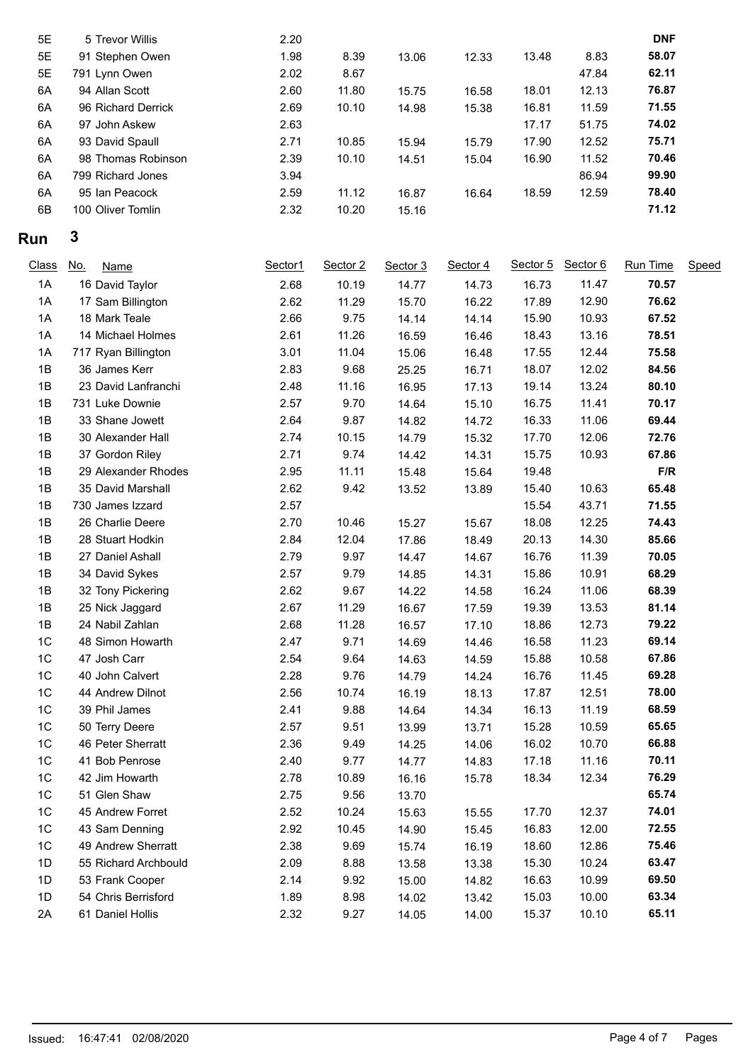| Class | No. | Name | Sector1 | Sector 2 | Sector 3 | Sector 4 | Sector 5 | Sector 6 | Run Time | Speed |
|---|---|---|---|---|---|---|---|---|---|---|
| 5E | 5 | Trevor Willis | 2.20 | | | | | | **DNF** | |
| 5E | 91 | Stephen Owen | 1.98 | 8.39 | 13.06 | 12.33 | 13.48 | 8.83 | **58.07** | |
| 5E | 791 | Lynn Owen | 2.02 | 8.67 | | | | 47.84 | **62.11** | |
| 6A | 94 | Allan Scott | 2.60 | 11.80 | 15.75 | 16.58 | 18.01 | 12.13 | **76.87** | |
| 6A | 96 | Richard Derrick | 2.69 | 10.10 | 14.98 | 15.38 | 16.81 | 11.59 | **71.55** | |
| 6A | 97 | John Askew | 2.63 | | | | 17.17 | 51.75 | **74.02** | |
| 6A | 93 | David Spaull | 2.71 | 10.85 | 15.94 | 15.79 | 17.90 | 12.52 | **75.71** | |
| 6A | 98 | Thomas Robinson | 2.39 | 10.10 | 14.51 | 15.04 | 16.90 | 11.52 | **70.46** | |
| 6A | 799 | Richard Jones | 3.94 | | | | | 86.94 | **99.90** | |
| 6A | 95 | Ian Peacock | 2.59 | 11.12 | 16.87 | 16.64 | 18.59 | 12.59 | **78.40** | |
| 6B | 100 | Oliver Tomlin | 2.32 | 10.20 | 15.16 | | | | **71.12** | |

## Run 3

| Class | No. | Name | Sector1 | Sector 2 | Sector 3 | Sector 4 | Sector 5 | Sector 6 | Run Time | Speed |
|---|---|---|---|---|---|---|---|---|---|---|
| 1A | 16 | David Taylor | 2.68 | 10.19 | 14.77 | 14.73 | 16.73 | 11.47 | **70.57** | |
| 1A | 17 | Sam Billington | 2.62 | 11.29 | 15.70 | 16.22 | 17.89 | 12.90 | **76.62** | |
| 1A | 18 | Mark Teale | 2.66 | 9.75 | 14.14 | 14.14 | 15.90 | 10.93 | **67.52** | |
| 1A | 14 | Michael Holmes | 2.61 | 11.26 | 16.59 | 16.46 | 18.43 | 13.16 | **78.51** | |
| 1A | 717 | Ryan Billington | 3.01 | 11.04 | 15.06 | 16.48 | 17.55 | 12.44 | **75.58** | |
| 1B | 36 | James Kerr | 2.83 | 9.68 | 25.25 | 16.71 | 18.07 | 12.02 | **84.56** | |
| 1B | 23 | David Lanfranchi | 2.48 | 11.16 | 16.95 | 17.13 | 19.14 | 13.24 | **80.10** | |
| 1B | 731 | Luke Downie | 2.57 | 9.70 | 14.64 | 15.10 | 16.75 | 11.41 | **70.17** | |
| 1B | 33 | Shane Jowett | 2.64 | 9.87 | 14.82 | 14.72 | 16.33 | 11.06 | **69.44** | |
| 1B | 30 | Alexander Hall | 2.74 | 10.15 | 14.79 | 15.32 | 17.70 | 12.06 | **72.76** | |
| 1B | 37 | Gordon Riley | 2.71 | 9.74 | 14.42 | 14.31 | 15.75 | 10.93 | **67.86** | |
| 1B | 29 | Alexander Rhodes | 2.95 | 11.11 | 15.48 | 15.64 | 19.48 | | **F/R** | |
| 1B | 35 | David Marshall | 2.62 | 9.42 | 13.52 | 13.89 | 15.40 | 10.63 | **65.48** | |
| 1B | 730 | James Izzard | 2.57 | | | | 15.54 | 43.71 | **71.55** | |
| 1B | 26 | Charlie Deere | 2.70 | 10.46 | 15.27 | 15.67 | 18.08 | 12.25 | **74.43** | |
| 1B | 28 | Stuart Hodkin | 2.84 | 12.04 | 17.86 | 18.49 | 20.13 | 14.30 | **85.66** | |
| 1B | 27 | Daniel Ashall | 2.79 | 9.97 | 14.47 | 14.67 | 16.76 | 11.39 | **70.05** | |
| 1B | 34 | David Sykes | 2.57 | 9.79 | 14.85 | 14.31 | 15.86 | 10.91 | **68.29** | |
| 1B | 32 | Tony Pickering | 2.62 | 9.67 | 14.22 | 14.58 | 16.24 | 11.06 | **68.39** | |
| 1B | 25 | Nick Jaggard | 2.67 | 11.29 | 16.67 | 17.59 | 19.39 | 13.53 | **81.14** | |
| 1B | 24 | Nabil Zahlan | 2.68 | 11.28 | 16.57 | 17.10 | 18.86 | 12.73 | **79.22** | |
| 1C | 48 | Simon Howarth | 2.47 | 9.71 | 14.69 | 14.46 | 16.58 | 11.23 | **69.14** | |
| 1C | 47 | Josh Carr | 2.54 | 9.64 | 14.63 | 14.59 | 15.88 | 10.58 | **67.86** | |
| 1C | 40 | John Calvert | 2.28 | 9.76 | 14.79 | 14.24 | 16.76 | 11.45 | **69.28** | |
| 1C | 44 | Andrew Dilnot | 2.56 | 10.74 | 16.19 | 18.13 | 17.87 | 12.51 | **78.00** | |
| 1C | 39 | Phil James | 2.41 | 9.88 | 14.64 | 14.34 | 16.13 | 11.19 | **68.59** | |
| 1C | 50 | Terry Deere | 2.57 | 9.51 | 13.99 | 13.71 | 15.28 | 10.59 | **65.65** | |
| 1C | 46 | Peter Sherratt | 2.36 | 9.49 | 14.25 | 14.06 | 16.02 | 10.70 | **66.88** | |
| 1C | 41 | Bob Penrose | 2.40 | 9.77 | 14.77 | 14.83 | 17.18 | 11.16 | **70.11** | |
| 1C | 42 | Jim Howarth | 2.78 | 10.89 | 16.16 | 15.78 | 18.34 | 12.34 | **76.29** | |
| 1C | 51 | Glen Shaw | 2.75 | 9.56 | 13.70 | | | | **65.74** | |
| 1C | 45 | Andrew Forret | 2.52 | 10.24 | 15.63 | 15.55 | 17.70 | 12.37 | **74.01** | |
| 1C | 43 | Sam Denning | 2.92 | 10.45 | 14.90 | 15.45 | 16.83 | 12.00 | **72.55** | |
| 1C | 49 | Andrew Sherratt | 2.38 | 9.69 | 15.74 | 16.19 | 18.60 | 12.86 | **75.46** | |
| 1D | 55 | Richard Archbould | 2.09 | 8.88 | 13.58 | 13.38 | 15.30 | 10.24 | **63.47** | |
| 1D | 53 | Frank Cooper | 2.14 | 9.92 | 15.00 | 14.82 | 16.63 | 10.99 | **69.50** | |
| 1D | 54 | Chris Berrisford | 1.89 | 8.98 | 14.02 | 13.42 | 15.03 | 10.00 | **63.34** | |
| 2A | 61 | Daniel Hollis | 2.32 | 9.27 | 14.05 | 14.00 | 15.37 | 10.10 | **65.11** | |

Issued: 16:47:41 02/08/2020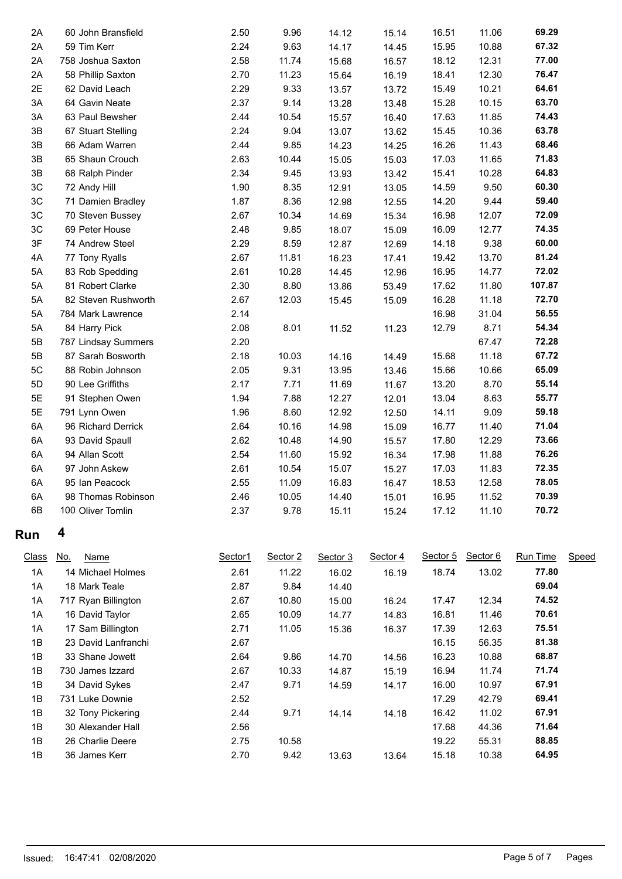| Class | No. | Name | Sector1 | Sector 2 | Sector 3 | Sector 4 | Sector 5 | Sector 6 | Run Time | Speed |
|---|---|---|---|---|---|---|---|---|---|---|
| 2A | 60 | John Bransfield | 2.50 | 9.96 | 14.12 | 15.14 | 16.51 | 11.06 | **69.29** | |
| 2A | 59 | Tim Kerr | 2.24 | 9.63 | 14.17 | 14.45 | 15.95 | 10.88 | **67.32** | |
| 2A | 758 | Joshua Saxton | 2.58 | 11.74 | 15.68 | 16.57 | 18.12 | 12.31 | **77.00** | |
| 2A | 58 | Phillip Saxton | 2.70 | 11.23 | 15.64 | 16.19 | 18.41 | 12.30 | **76.47** | |
| 2E | 62 | David Leach | 2.29 | 9.33 | 13.57 | 13.72 | 15.49 | 10.21 | **64.61** | |
| 3A | 64 | Gavin Neate | 2.37 | 9.14 | 13.28 | 13.48 | 15.28 | 10.15 | **63.70** | |
| 3A | 63 | Paul Bewsher | 2.44 | 10.54 | 15.57 | 16.40 | 17.63 | 11.85 | **74.43** | |
| 3B | 67 | Stuart Stelling | 2.24 | 9.04 | 13.07 | 13.62 | 15.45 | 10.36 | **63.78** | |
| 3B | 66 | Adam Warren | 2.44 | 9.85 | 14.23 | 14.25 | 16.26 | 11.43 | **68.46** | |
| 3B | 65 | Shaun Crouch | 2.63 | 10.44 | 15.05 | 15.03 | 17.03 | 11.65 | **71.83** | |
| 3B | 68 | Ralph Pinder | 2.34 | 9.45 | 13.93 | 13.42 | 15.41 | 10.28 | **64.83** | |
| 3C | 72 | Andy Hill | 1.90 | 8.35 | 12.91 | 13.05 | 14.59 | 9.50 | **60.30** | |
| 3C | 71 | Damien Bradley | 1.87 | 8.36 | 12.98 | 12.55 | 14.20 | 9.44 | **59.40** | |
| 3C | 70 | Steven Bussey | 2.67 | 10.34 | 14.69 | 15.34 | 16.98 | 12.07 | **72.09** | |
| 3C | 69 | Peter House | 2.48 | 9.85 | 18.07 | 15.09 | 16.09 | 12.77 | **74.35** | |
| 3F | 74 | Andrew Steel | 2.29 | 8.59 | 12.87 | 12.69 | 14.18 | 9.38 | **60.00** | |
| 4A | 77 | Tony Ryalls | 2.67 | 11.81 | 16.23 | 17.41 | 19.42 | 13.70 | **81.24** | |
| 5A | 83 | Rob Spedding | 2.61 | 10.28 | 14.45 | 12.96 | 16.95 | 14.77 | **72.02** | |
| 5A | 81 | Robert Clarke | 2.30 | 8.80 | 13.86 | 53.49 | 17.62 | 11.80 | **107.87** | |
| 5A | 82 | Steven Rushworth | 2.67 | 12.03 | 15.45 | 15.09 | 16.28 | 11.18 | **72.70** | |
| 5A | 784 | Mark Lawrence | 2.14 | | | | 16.98 | 31.04 | **56.55** | |
| 5A | 84 | Harry Pick | 2.08 | 8.01 | 11.52 | 11.23 | 12.79 | 8.71 | **54.34** | |
| 5B | 787 | Lindsay Summers | 2.20 | | | | | 67.47 | **72.28** | |
| 5B | 87 | Sarah Bosworth | 2.18 | 10.03 | 14.16 | 14.49 | 15.68 | 11.18 | **67.72** | |
| 5C | 88 | Robin Johnson | 2.05 | 9.31 | 13.95 | 13.46 | 15.66 | 10.66 | **65.09** | |
| 5D | 90 | Lee Griffiths | 2.17 | 7.71 | 11.69 | 11.67 | 13.20 | 8.70 | **55.14** | |
| 5E | 91 | Stephen Owen | 1.94 | 7.88 | 12.27 | 12.01 | 13.04 | 8.63 | **55.77** | |
| 5E | 791 | Lynn Owen | 1.96 | 8.60 | 12.92 | 12.50 | 14.11 | 9.09 | **59.18** | |
| 6A | 96 | Richard Derrick | 2.64 | 10.16 | 14.98 | 15.09 | 16.77 | 11.40 | **71.04** | |
| 6A | 93 | David Spaull | 2.62 | 10.48 | 14.90 | 15.57 | 17.80 | 12.29 | **73.66** | |
| 6A | 94 | Allan Scott | 2.54 | 11.60 | 15.92 | 16.34 | 17.98 | 11.88 | **76.26** | |
| 6A | 97 | John Askew | 2.61 | 10.54 | 15.07 | 15.27 | 17.03 | 11.83 | **72.35** | |
| 6A | 95 | Ian Peacock | 2.55 | 11.09 | 16.83 | 16.47 | 18.53 | 12.58 | **78.05** | |
| 6A | 98 | Thomas Robinson | 2.46 | 10.05 | 14.40 | 15.01 | 16.95 | 11.52 | **70.39** | |
| 6B | 100 | Oliver Tomlin | 2.37 | 9.78 | 15.11 | 15.24 | 17.12 | 11.10 | **70.72** | |

## Run 4

| Class | No. | Name | Sector1 | Sector 2 | Sector 3 | Sector 4 | Sector 5 | Sector 6 | Run Time | Speed |
|---|---|---|---|---|---|---|---|---|---|---|
| 1A | 14 | Michael Holmes | 2.61 | 11.22 | 16.02 | 16.19 | 18.74 | 13.02 | **77.80** | |
| 1A | 18 | Mark Teale | 2.87 | 9.84 | 14.40 | | | | **69.04** | |
| 1A | 717 | Ryan Billington | 2.67 | 10.80 | 15.00 | 16.24 | 17.47 | 12.34 | **74.52** | |
| 1A | 16 | David Taylor | 2.65 | 10.09 | 14.77 | 14.83 | 16.81 | 11.46 | **70.61** | |
| 1A | 17 | Sam Billington | 2.71 | 11.05 | 15.36 | 16.37 | 17.39 | 12.63 | **75.51** | |
| 1B | 23 | David Lanfranchi | 2.67 | | | | 16.15 | 56.35 | **81.38** | |
| 1B | 33 | Shane Jowett | 2.64 | 9.86 | 14.70 | 14.56 | 16.23 | 10.88 | **68.87** | |
| 1B | 730 | James Izzard | 2.67 | 10.33 | 14.87 | 15.19 | 16.94 | 11.74 | **71.74** | |
| 1B | 34 | David Sykes | 2.47 | 9.71 | 14.59 | 14.17 | 16.00 | 10.97 | **67.91** | |
| 1B | 731 | Luke Downie | 2.52 | | | | 17.29 | 42.79 | **69.41** | |
| 1B | 32 | Tony Pickering | 2.44 | 9.71 | 14.14 | 14.18 | 16.42 | 11.02 | **67.91** | |
| 1B | 30 | Alexander Hall | 2.56 | | | | 17.68 | 44.36 | **71.64** | |
| 1B | 26 | Charlie Deere | 2.75 | 10.58 | | | 19.22 | 55.31 | **88.85** | |
| 1B | 36 | James Kerr | 2.70 | 9.42 | 13.63 | 13.64 | 15.18 | 10.38 | **64.95** | |

Issued: 16:47:41 02/08/2020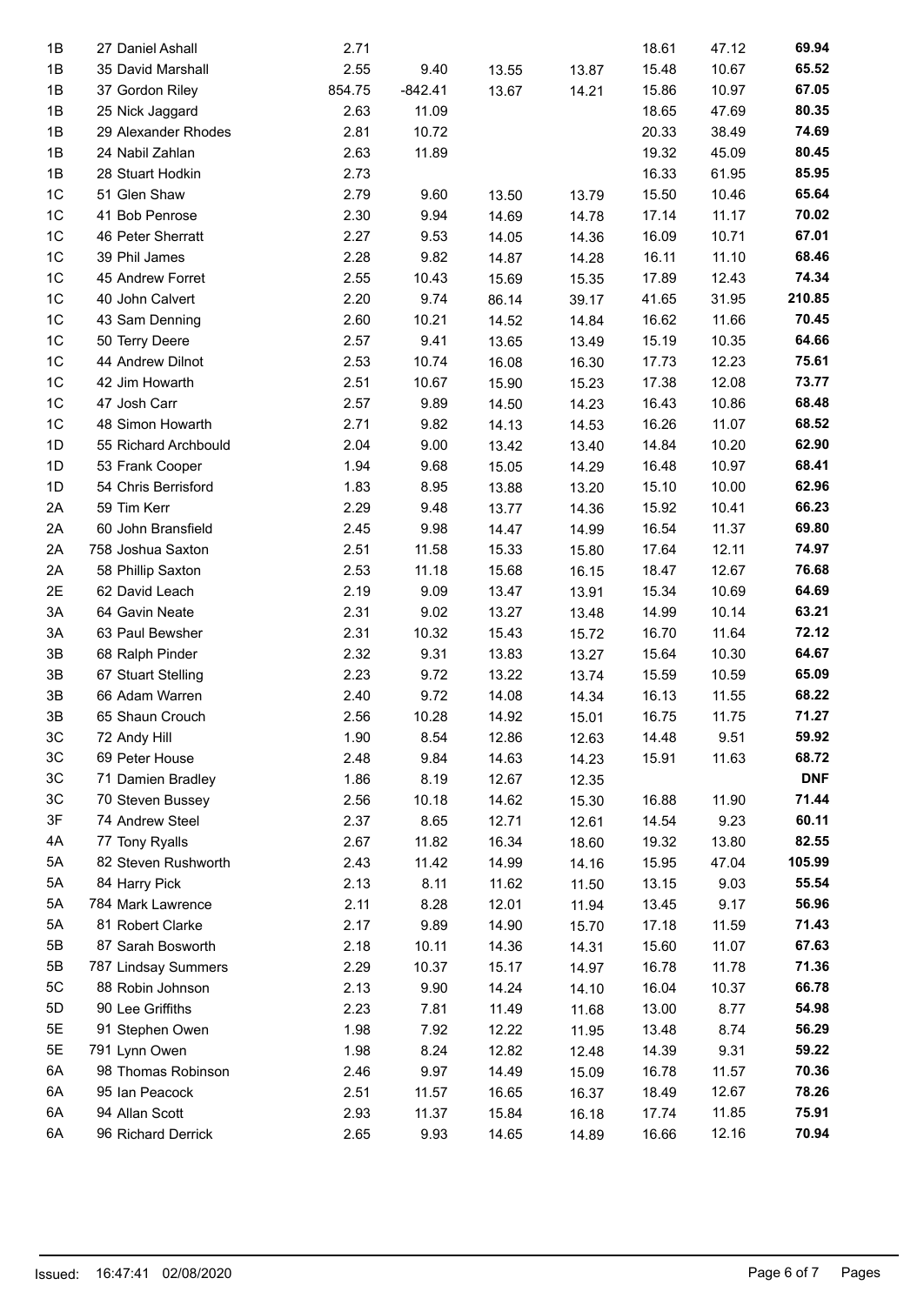| | | | | | | | | |
|---|---|---|---|---|---|---|---|---|
| 1B | 27 Daniel Ashall | 2.71 | | | | 18.61 | 47.12 | **69.94** |
| 1B | 35 David Marshall | 2.55 | 9.40 | 13.55 | 13.87 | 15.48 | 10.67 | **65.52** |
| 1B | 37 Gordon Riley | 854.75 | -842.41 | 13.67 | 14.21 | 15.86 | 10.97 | **67.05** |
| 1B | 25 Nick Jaggard | 2.63 | 11.09 | | | 18.65 | 47.69 | **80.35** |
| 1B | 29 Alexander Rhodes | 2.81 | 10.72 | | | 20.33 | 38.49 | **74.69** |
| 1B | 24 Nabil Zahlan | 2.63 | 11.89 | | | 19.32 | 45.09 | **80.45** |
| 1B | 28 Stuart Hodkin | 2.73 | | | | 16.33 | 61.95 | **85.95** |
| 1C | 51 Glen Shaw | 2.79 | 9.60 | 13.50 | 13.79 | 15.50 | 10.46 | **65.64** |
| 1C | 41 Bob Penrose | 2.30 | 9.94 | 14.69 | 14.78 | 17.14 | 11.17 | **70.02** |
| 1C | 46 Peter Sherratt | 2.27 | 9.53 | 14.05 | 14.36 | 16.09 | 10.71 | **67.01** |
| 1C | 39 Phil James | 2.28 | 9.82 | 14.87 | 14.28 | 16.11 | 11.10 | **68.46** |
| 1C | 45 Andrew Forret | 2.55 | 10.43 | 15.69 | 15.35 | 17.89 | 12.43 | **74.34** |
| 1C | 40 John Calvert | 2.20 | 9.74 | 86.14 | 39.17 | 41.65 | 31.95 | **210.85** |
| 1C | 43 Sam Denning | 2.60 | 10.21 | 14.52 | 14.84 | 16.62 | 11.66 | **70.45** |
| 1C | 50 Terry Deere | 2.57 | 9.41 | 13.65 | 13.49 | 15.19 | 10.35 | **64.66** |
| 1C | 44 Andrew Dilnot | 2.53 | 10.74 | 16.08 | 16.30 | 17.73 | 12.23 | **75.61** |
| 1C | 42 Jim Howarth | 2.51 | 10.67 | 15.90 | 15.23 | 17.38 | 12.08 | **73.77** |
| 1C | 47 Josh Carr | 2.57 | 9.89 | 14.50 | 14.23 | 16.43 | 10.86 | **68.48** |
| 1C | 48 Simon Howarth | 2.71 | 9.82 | 14.13 | 14.53 | 16.26 | 11.07 | **68.52** |
| 1D | 55 Richard Archbould | 2.04 | 9.00 | 13.42 | 13.40 | 14.84 | 10.20 | **62.90** |
| 1D | 53 Frank Cooper | 1.94 | 9.68 | 15.05 | 14.29 | 16.48 | 10.97 | **68.41** |
| 1D | 54 Chris Berrisford | 1.83 | 8.95 | 13.88 | 13.20 | 15.10 | 10.00 | **62.96** |
| 2A | 59 Tim Kerr | 2.29 | 9.48 | 13.77 | 14.36 | 15.92 | 10.41 | **66.23** |
| 2A | 60 John Bransfield | 2.45 | 9.98 | 14.47 | 14.99 | 16.54 | 11.37 | **69.80** |
| 2A | 758 Joshua Saxton | 2.51 | 11.58 | 15.33 | 15.80 | 17.64 | 12.11 | **74.97** |
| 2A | 58 Phillip Saxton | 2.53 | 11.18 | 15.68 | 16.15 | 18.47 | 12.67 | **76.68** |
| 2E | 62 David Leach | 2.19 | 9.09 | 13.47 | 13.91 | 15.34 | 10.69 | **64.69** |
| 3A | 64 Gavin Neate | 2.31 | 9.02 | 13.27 | 13.48 | 14.99 | 10.14 | **63.21** |
| 3A | 63 Paul Bewsher | 2.31 | 10.32 | 15.43 | 15.72 | 16.70 | 11.64 | **72.12** |
| 3B | 68 Ralph Pinder | 2.32 | 9.31 | 13.83 | 13.27 | 15.64 | 10.30 | **64.67** |
| 3B | 67 Stuart Stelling | 2.23 | 9.72 | 13.22 | 13.74 | 15.59 | 10.59 | **65.09** |
| 3B | 66 Adam Warren | 2.40 | 9.72 | 14.08 | 14.34 | 16.13 | 11.55 | **68.22** |
| 3B | 65 Shaun Crouch | 2.56 | 10.28 | 14.92 | 15.01 | 16.75 | 11.75 | **71.27** |
| 3C | 72 Andy Hill | 1.90 | 8.54 | 12.86 | 12.63 | 14.48 | 9.51 | **59.92** |
| 3C | 69 Peter House | 2.48 | 9.84 | 14.63 | 14.23 | 15.91 | 11.63 | **68.72** |
| 3C | 71 Damien Bradley | 1.86 | 8.19 | 12.67 | 12.35 | | | **DNF** |
| 3C | 70 Steven Bussey | 2.56 | 10.18 | 14.62 | 15.30 | 16.88 | 11.90 | **71.44** |
| 3F | 74 Andrew Steel | 2.37 | 8.65 | 12.71 | 12.61 | 14.54 | 9.23 | **60.11** |
| 4A | 77 Tony Ryalls | 2.67 | 11.82 | 16.34 | 18.60 | 19.32 | 13.80 | **82.55** |
| 5A | 82 Steven Rushworth | 2.43 | 11.42 | 14.99 | 14.16 | 15.95 | 47.04 | **105.99** |
| 5A | 84 Harry Pick | 2.13 | 8.11 | 11.62 | 11.50 | 13.15 | 9.03 | **55.54** |
| 5A | 784 Mark Lawrence | 2.11 | 8.28 | 12.01 | 11.94 | 13.45 | 9.17 | **56.96** |
| 5A | 81 Robert Clarke | 2.17 | 9.89 | 14.90 | 15.70 | 17.18 | 11.59 | **71.43** |
| 5B | 87 Sarah Bosworth | 2.18 | 10.11 | 14.36 | 14.31 | 15.60 | 11.07 | **67.63** |
| 5B | 787 Lindsay Summers | 2.29 | 10.37 | 15.17 | 14.97 | 16.78 | 11.78 | **71.36** |
| 5C | 88 Robin Johnson | 2.13 | 9.90 | 14.24 | 14.10 | 16.04 | 10.37 | **66.78** |
| 5D | 90 Lee Griffiths | 2.23 | 7.81 | 11.49 | 11.68 | 13.00 | 8.77 | **54.98** |
| 5E | 91 Stephen Owen | 1.98 | 7.92 | 12.22 | 11.95 | 13.48 | 8.74 | **56.29** |
| 5E | 791 Lynn Owen | 1.98 | 8.24 | 12.82 | 12.48 | 14.39 | 9.31 | **59.22** |
| 6A | 98 Thomas Robinson | 2.46 | 9.97 | 14.49 | 15.09 | 16.78 | 11.57 | **70.36** |
| 6A | 95 Ian Peacock | 2.51 | 11.57 | 16.65 | 16.37 | 18.49 | 12.67 | **78.26** |
| 6A | 94 Allan Scott | 2.93 | 11.37 | 15.84 | 16.18 | 17.74 | 11.85 | **75.91** |
| 6A | 96 Richard Derrick | 2.65 | 9.93 | 14.65 | 14.89 | 16.66 | 12.16 | **70.94** |

Issued: 16:47:41 02/08/2020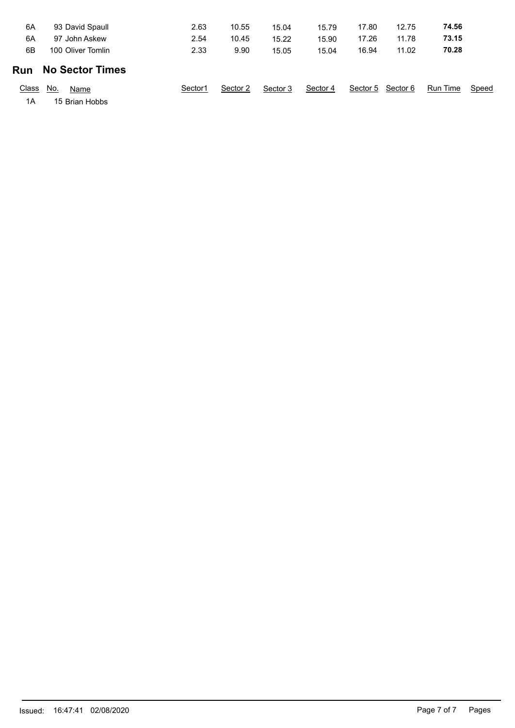| | | | | | | | | | | |
|---|---|---|---|---|---|---|---|---|---|---|
| 6A | 93 | David Spaull | 2.63 | 10.55 | 15.04 | 15.79 | 17.80 | 12.75 | **74.56** | |
| 6A | 97 | John Askew | 2.54 | 10.45 | 15.22 | 15.90 | 17.26 | 11.78 | **73.15** | |
| 6B | 100 | Oliver Tomlin | 2.33 | 9.90 | 15.05 | 15.04 | 16.94 | 11.02 | **70.28** | |

## Run No Sector Times

| Class | No. | Name | Sector1 | Sector 2 | Sector 3 | Sector 4 | Sector 5 | Sector 6 | Run Time | Speed |
|---|---|---|---|---|---|---|---|---|---|---|
| 1A | 15 | Brian Hobbs | | | | | | | | |

Issued: 16:47:41 02/08/2020